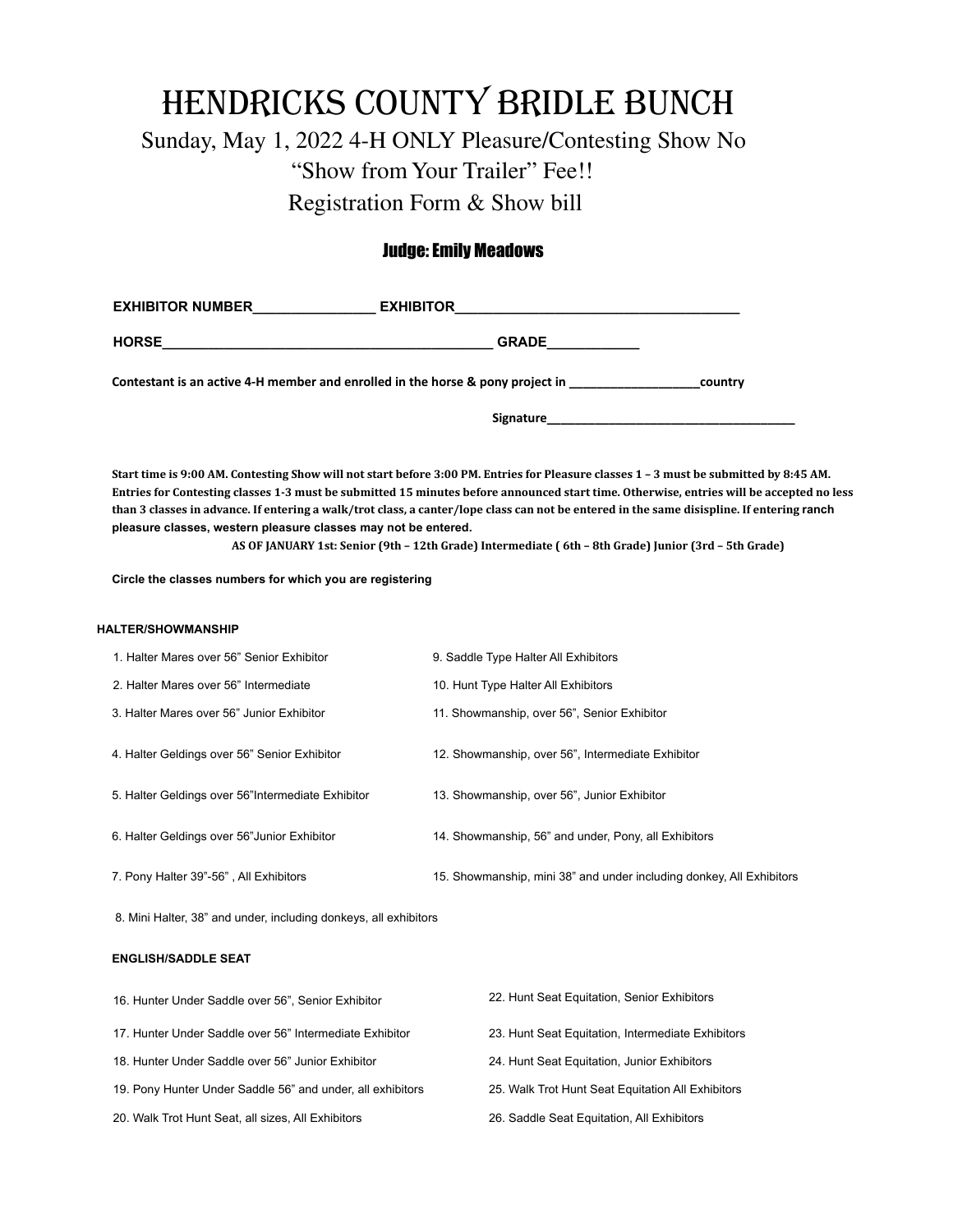# HENDRICKS COUNTY BRIDLE BUNCH

## Sunday, May 1, 2022 4-H ONLY Pleasure/Contesting Show No "Show from Your Trailer" Fee!!

## Registration Form & Show bill

### Judge: Emily Meadows

**EXHIBITOR NUMBER________________ EXHIBITOR_____________________________________**

**HORSE____________________________________________ GRADE____________**

**Contestant is an active 4-H member and enrolled in the horse & pony project in ___________________country**

**Signature____________________________________**

**Start time is 9:00 AM. Contesting Show will not start before 3:00 PM. Entries for Pleasure classes 1 – 3 must be submitted by 8:45 AM. Entries for Contesting classes 1-3 must be submitted 15 minutes before announced start time. Otherwise, entries will be accepted no less than 3 classes in advance. If entering a walk/trot class, a canter/lope class can not be entered in the same disispline. If entering ranch pleasure classes, western pleasure classes may not be entered.**

**AS OF JANUARY 1st: Senior (9th – 12th Grade) Intermediate ( 6th – 8th Grade) Junior (3rd – 5th Grade)**

**Circle the classes numbers for which you are registering**

**HALTER/SHOWMANSHIP**

1. Halter Mares over 56" Senior Exhibitor
2. Halter Mares over 56" Intermediate
3. Halter Mares over 56" Junior Exhibitor
4. Halter Geldings over 56" Senior Exhibitor
5. Halter Geldings over 56"Intermediate Exhibitor
6. Halter Geldings over 56"Junior Exhibitor
7. Pony Halter 39"-56" , All Exhibitors
8. Mini Halter, 38" and under, including donkeys, all exhibitors
9. Saddle Type Halter All Exhibitors
10. Hunt Type Halter All Exhibitors
11. Showmanship, over 56", Senior Exhibitor
12. Showmanship, over 56", Intermediate Exhibitor
13. Showmanship, over 56", Junior Exhibitor
14. Showmanship, 56" and under, Pony, all Exhibitors
15. Showmanship, mini 38" and under including donkey, All Exhibitors

**ENGLISH/SADDLE SEAT**

16. Hunter Under Saddle over 56", Senior Exhibitor
17. Hunter Under Saddle over 56" Intermediate Exhibitor
18. Hunter Under Saddle over 56" Junior Exhibitor
19. Pony Hunter Under Saddle 56" and under, all exhibitors
20. Walk Trot Hunt Seat, all sizes, All Exhibitors
22. Hunt Seat Equitation, Senior Exhibitors
23. Hunt Seat Equitation, Intermediate Exhibitors
24. Hunt Seat Equitation, Junior Exhibitors
25. Walk Trot Hunt Seat Equitation All Exhibitors
26. Saddle Seat Equitation, All Exhibitors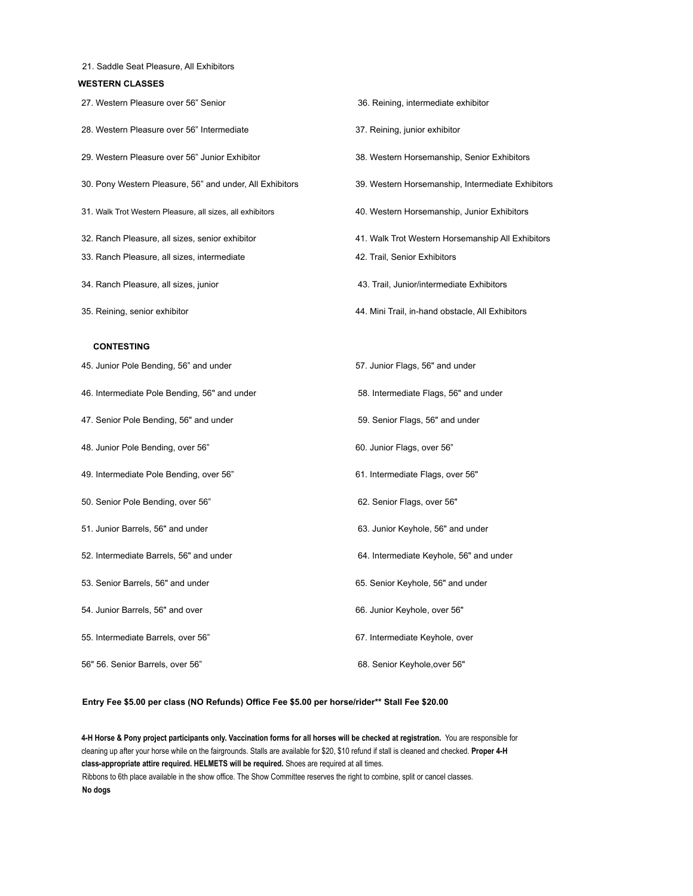21. Saddle Seat Pleasure, All Exhibitors

**WESTERN CLASSES**

27. Western Pleasure over 56” Senior
28. Western Pleasure over 56” Intermediate
29. Western Pleasure over 56” Junior Exhibitor
30. Pony Western Pleasure, 56” and under, All Exhibitors
31. Walk Trot Western Pleasure, all sizes, all exhibitors
32. Ranch Pleasure, all sizes, senior exhibitor
33. Ranch Pleasure, all sizes, intermediate
34. Ranch Pleasure, all sizes, junior
35. Reining, senior exhibitor
36. Reining, intermediate exhibitor
37. Reining, junior exhibitor
38. Western Horsemanship, Senior Exhibitors
39. Western Horsemanship, Intermediate Exhibitors
40. Western Horsemanship, Junior Exhibitors
41. Walk Trot Western Horsemanship All Exhibitors
42. Trail, Senior Exhibitors
43. Trail, Junior/intermediate Exhibitors
44. Mini Trail, in-hand obstacle, All Exhibitors

**CONTESTING**

45. Junior Pole Bending, 56” and under
46. Intermediate Pole Bending, 56" and under
47. Senior Pole Bending, 56" and under
48. Junior Pole Bending, over 56”
49. Intermediate Pole Bending, over 56”
50. Senior Pole Bending, over 56”
51. Junior Barrels, 56" and under
52. Intermediate Barrels, 56" and under
53. Senior Barrels, 56" and under
54. Junior Barrels, 56" and over
55. Intermediate Barrels, over 56”

56" 56. Senior Barrels, over 56”

57. Junior Flags, 56" and under
58. Intermediate Flags, 56" and under
59. Senior Flags, 56" and under
60. Junior Flags, over 56”
61. Intermediate Flags, over 56"
62. Senior Flags, over 56"
63. Junior Keyhole, 56" and under
64. Intermediate Keyhole, 56" and under
65. Senior Keyhole, 56" and under
66. Junior Keyhole, over 56"
67. Intermediate Keyhole, over
68. Senior Keyhole,over 56"

**Entry Fee $5.00 per class (NO Refunds) Office Fee $5.00 per horse/rider** Stall Fee $20.00**

**4-H Horse & Pony project participants only. Vaccination forms for all horses will be checked at registration.** You are responsible for cleaning up after your horse while on the fairgrounds. Stalls are available for $20, $10 refund if stall is cleaned and checked. **Proper 4-H class-appropriate attire required. HELMETS will be required.** Shoes are required at all times.

Ribbons to 6th place available in the show office. The Show Committee reserves the right to combine, split or cancel classes.

**No dogs**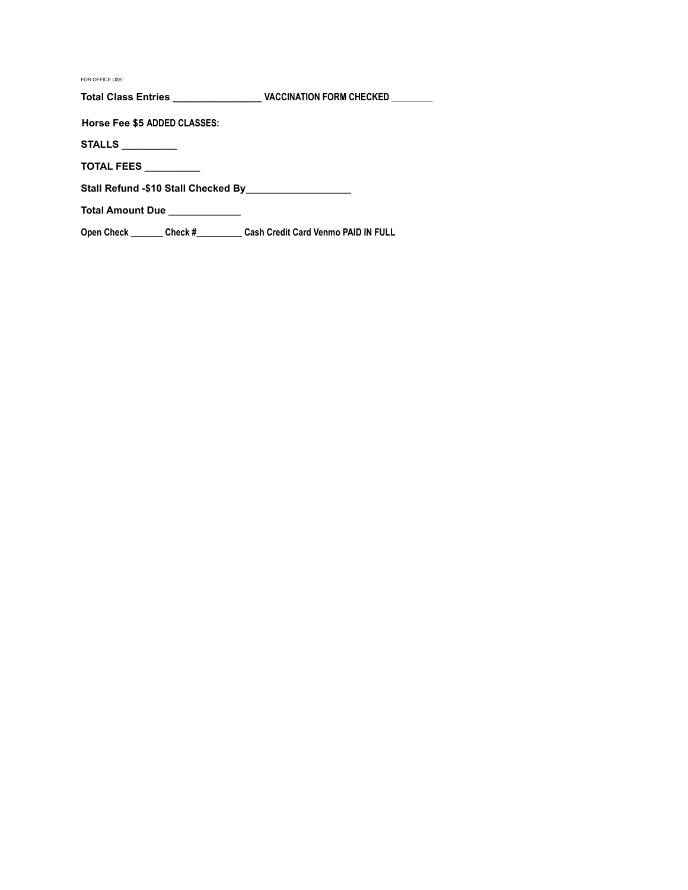FOR OFFICE USE:

**Total Class Entries ________________ VACCINATION FORM CHECKED _________**

**Horse Fee $5 ADDED CLASSES:**

**STALLS __________**

**TOTAL FEES __________**

**Stall Refund -$10 Stall Checked By___________________**

**Total Amount Due _____________**

**Open Check _______ Check #__________ Cash Credit Card Venmo PAID IN FULL**